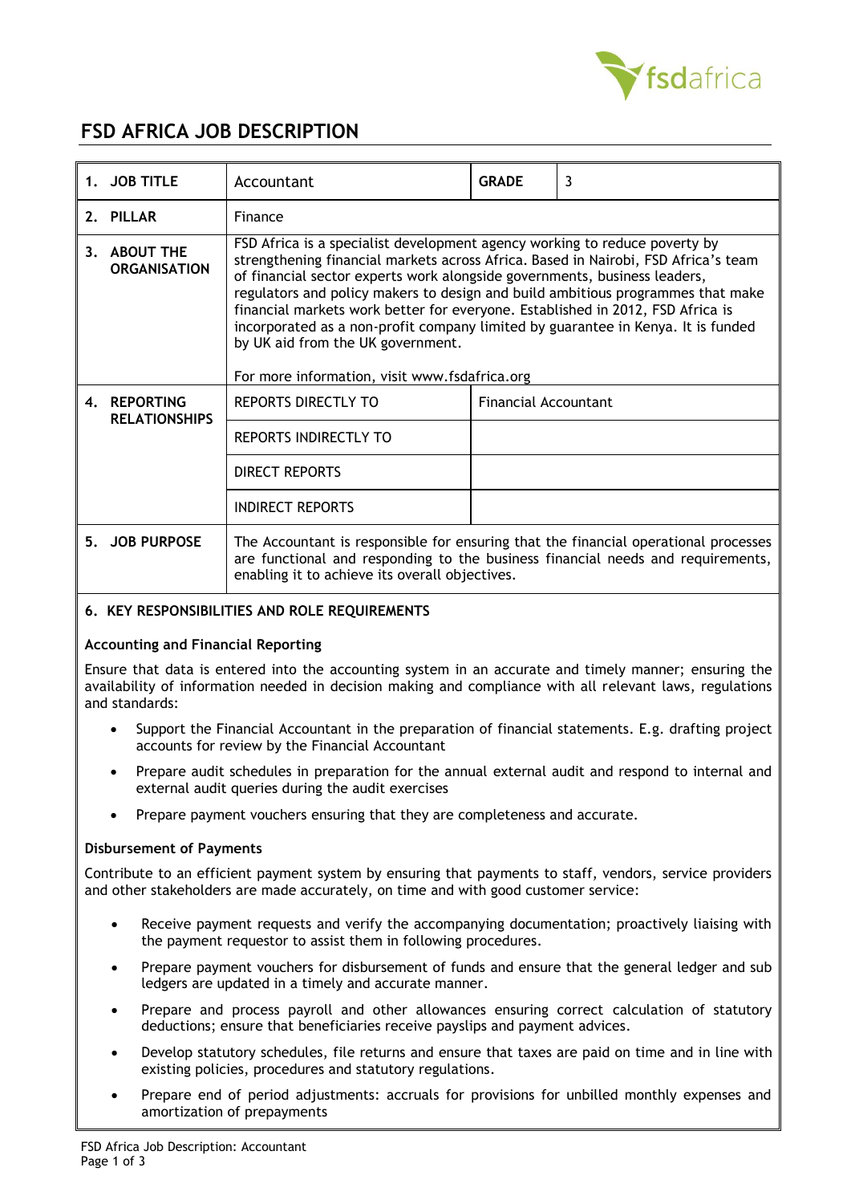# FSD AFRICA JOB DESCRIPTION

| | | | |
|---|---|---|---|
| **1. JOB TITLE** | Accountant | **GRADE** | 3 |
| **2. PILLAR** | Finance | | |
| **3. ABOUT THE ORGANISATION** | FSD Africa is a specialist development agency working to reduce poverty by strengthening financial markets across Africa. Based in Nairobi, FSD Africa's team of financial sector experts work alongside governments, business leaders, regulators and policy makers to design and build ambitious programmes that make financial markets work better for everyone. Established in 2012, FSD Africa is incorporated as a non-profit company limited by guarantee in Kenya. It is funded by UK aid from the UK government.<br><br>For more information, visit www.fsdafrica.org | | |
| **4. REPORTING RELATIONSHIPS** | REPORTS DIRECTLY TO | Financial Accountant | |
| | REPORTS INDIRECTLY TO | | |
| | DIRECT REPORTS | | |
| | INDIRECT REPORTS | | |
| **5. JOB PURPOSE** | The Accountant is responsible for ensuring that the financial operational processes are functional and responding to the business financial needs and requirements, enabling it to achieve its overall objectives. | | |

## 6. KEY RESPONSIBILITIES AND ROLE REQUIREMENTS

### Accounting and Financial Reporting

Ensure that data is entered into the accounting system in an accurate and timely manner; ensuring the availability of information needed in decision making and compliance with all relevant laws, regulations and standards:

- Support the Financial Accountant in the preparation of financial statements. E.g. drafting project accounts for review by the Financial Accountant
- Prepare audit schedules in preparation for the annual external audit and respond to internal and external audit queries during the audit exercises
- Prepare payment vouchers ensuring that they are completeness and accurate.

### Disbursement of Payments

Contribute to an efficient payment system by ensuring that payments to staff, vendors, service providers and other stakeholders are made accurately, on time and with good customer service:

- Receive payment requests and verify the accompanying documentation; proactively liaising with the payment requestor to assist them in following procedures.
- Prepare payment vouchers for disbursement of funds and ensure that the general ledger and sub ledgers are updated in a timely and accurate manner.
- Prepare and process payroll and other allowances ensuring correct calculation of statutory deductions; ensure that beneficiaries receive payslips and payment advices.
- Develop statutory schedules, file returns and ensure that taxes are paid on time and in line with existing policies, procedures and statutory regulations.
- Prepare end of period adjustments: accruals for provisions for unbilled monthly expenses and amortization of prepayments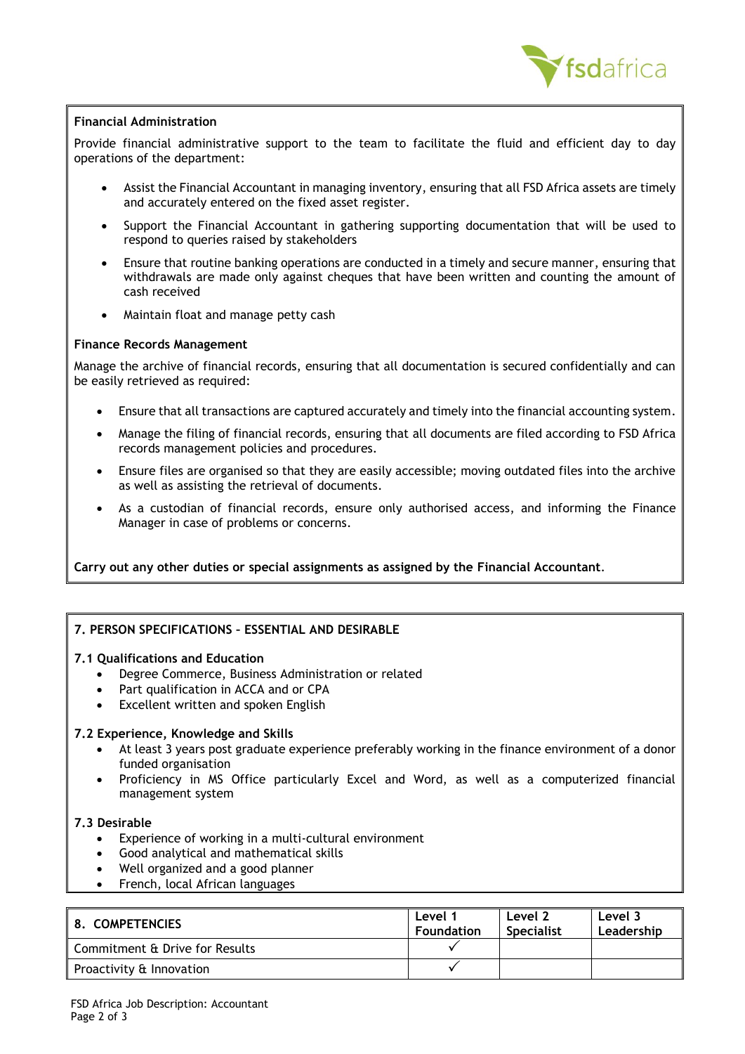**Financial Administration**

Provide financial administrative support to the team to facilitate the fluid and efficient day to day operations of the department:

- Assist the Financial Accountant in managing inventory, ensuring that all FSD Africa assets are timely and accurately entered on the fixed asset register.
- Support the Financial Accountant in gathering supporting documentation that will be used to respond to queries raised by stakeholders
- Ensure that routine banking operations are conducted in a timely and secure manner, ensuring that withdrawals are made only against cheques that have been written and counting the amount of cash received
- Maintain float and manage petty cash

**Finance Records Management**

Manage the archive of financial records, ensuring that all documentation is secured confidentially and can be easily retrieved as required:

- Ensure that all transactions are captured accurately and timely into the financial accounting system.
- Manage the filing of financial records, ensuring that all documents are filed according to FSD Africa records management policies and procedures.
- Ensure files are organised so that they are easily accessible; moving outdated files into the archive as well as assisting the retrieval of documents.
- As a custodian of financial records, ensure only authorised access, and informing the Finance Manager in case of problems or concerns.

**Carry out any other duties or special assignments as assigned by the Financial Accountant.**

## 7. PERSON SPECIFICATIONS – ESSENTIAL AND DESIRABLE

### 7.1 Qualifications and Education

- Degree Commerce, Business Administration or related
- Part qualification in ACCA and or CPA
- Excellent written and spoken English

### 7.2 Experience, Knowledge and Skills

- At least 3 years post graduate experience preferably working in the finance environment of a donor funded organisation
- Proficiency in MS Office particularly Excel and Word, as well as a computerized financial management system

### 7.3 Desirable

- Experience of working in a multi-cultural environment
- Good analytical and mathematical skills
- Well organized and a good planner
- French, local African languages

| 8. COMPETENCIES | Level 1 Foundation | Level 2 Specialist | Level 3 Leadership |
|---|---|---|---|
| Commitment & Drive for Results | ✓ | | |
| Proactivity & Innovation | ✓ | | |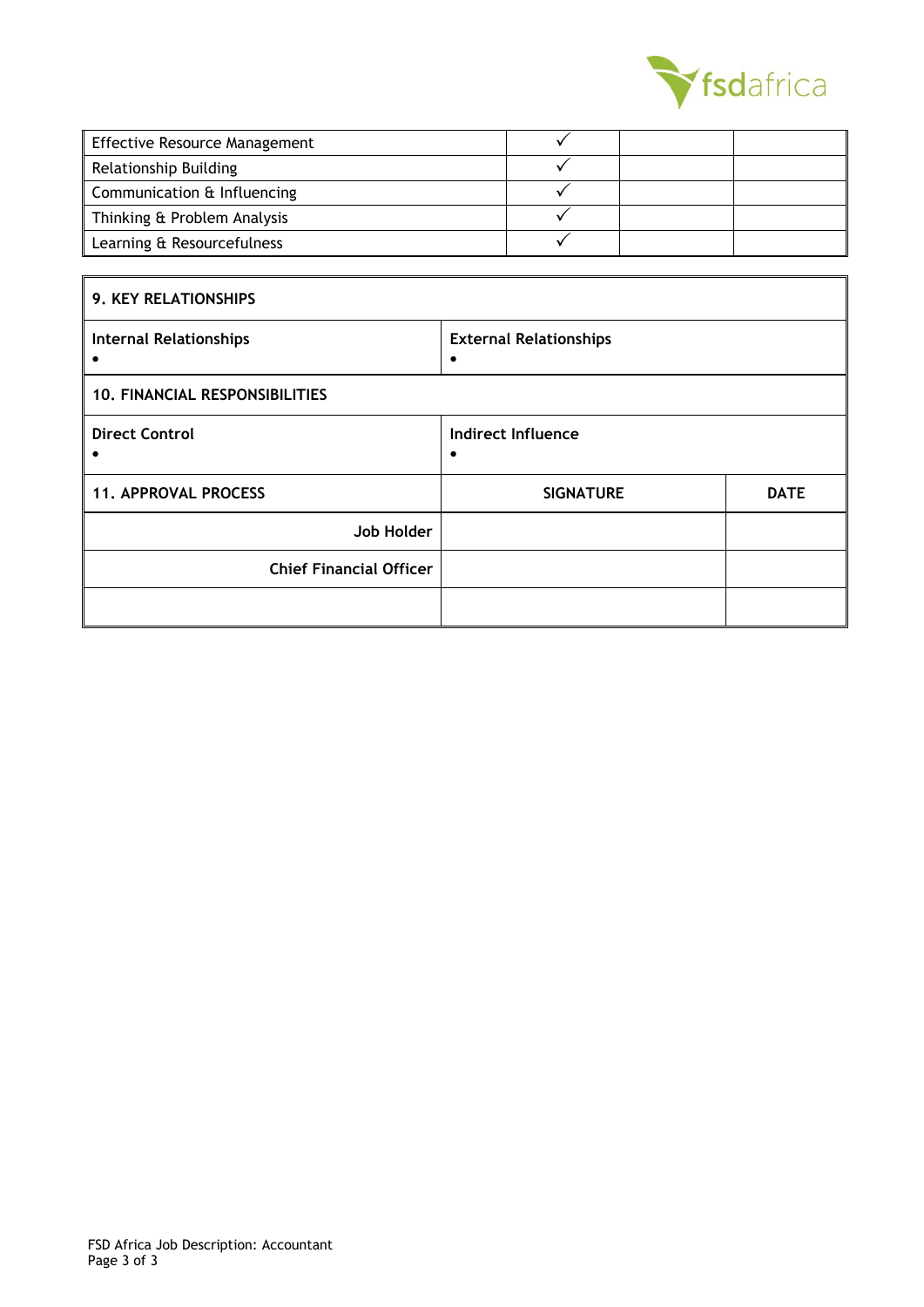| | | | |
|---|---|---|---|
| Effective Resource Management | ✓ | | |
| Relationship Building | ✓ | | |
| Communication & Influencing | ✓ | | |
| Thinking & Problem Analysis | ✓ | | |
| Learning & Resourcefulness | ✓ | | |

**9. KEY RELATIONSHIPS**

| **Internal Relationships** | **External Relationships** |
|---|---|
| • | • |

**10. FINANCIAL RESPONSIBILITIES**

| **Direct Control** | **Indirect Influence** |
|---|---|
| • | • |

| **11. APPROVAL PROCESS** | **SIGNATURE** | **DATE** |
|---|---|---|
| **Job Holder** | | |
| **Chief Financial Officer** | | |
| | | |